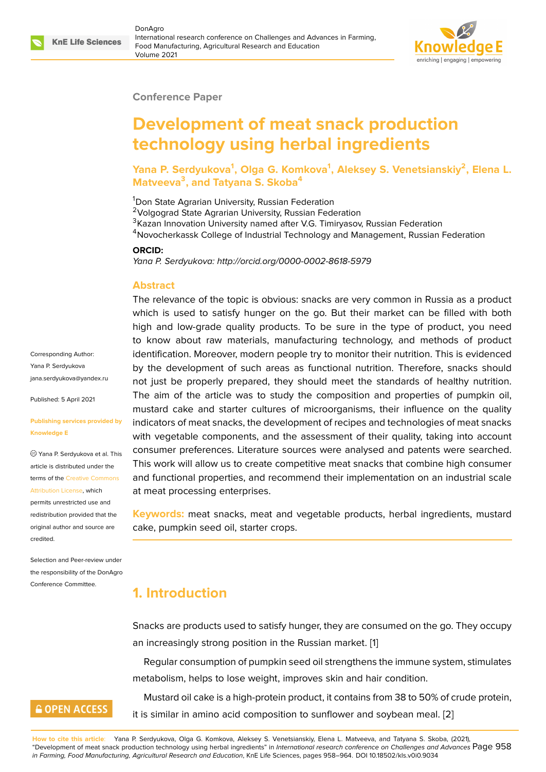Conference Paper

# Development of meat snack production technology using herbal ingredients

**Yana P. Serdyukova[1], Olga G. Komkova[1], Aleksey S. Venetsianskiy[2], Elena L. Matveeva[3], and Tatyana S. Skoba[4]**

[1]Don State Agrarian University, Russian Federation
[2]Volgograd State Agrarian University, Russian Federation
[3]Kazan Innovation University named after V.G. Timiryasov, Russian Federation
[4]Novocherkassk College of Industrial Technology and Management, Russian Federation

**ORCID:**
*Yana P. Serdyukova: http://orcid.org/0000-0002-8618-5979*

Corresponding Author: Yana P. Serdyukova jana.serdyukova@yandex.ru

Published: 5 April 2021

Publishing services provided by Knowledge E

Yana P. Serdyukova et al. This article is distributed under the terms of the Creative Commons Attribution License, which permits unrestricted use and redistribution provided that the original author and source are credited.

Selection and Peer-review under the responsibility of the DonAgro Conference Committee.

## Abstract

The relevance of the topic is obvious: snacks are very common in Russia as a product which is used to satisfy hunger on the go. But their market can be filled with both high and low-grade quality products. To be sure in the type of product, you need to know about raw materials, manufacturing technology, and methods of product identification. Moreover, modern people try to monitor their nutrition. This is evidenced by the development of such areas as functional nutrition. Therefore, snacks should not just be properly prepared, they should meet the standards of healthy nutrition. The aim of the article was to study the composition and properties of pumpkin oil, mustard cake and starter cultures of microorganisms, their influence on the quality indicators of meat snacks, the development of recipes and technologies of meat snacks with vegetable components, and the assessment of their quality, taking into account consumer preferences. Literature sources were analysed and patents were searched. This work will allow us to create competitive meat snacks that combine high consumer and functional properties, and recommend their implementation on an industrial scale at meat processing enterprises.

**Keywords:** meat snacks, meat and vegetable products, herbal ingredients, mustard cake, pumpkin seed oil, starter crops.

## 1. Introduction

Snacks are products used to satisfy hunger, they are consumed on the go. They occupy an increasingly strong position in the Russian market. [1]

Regular consumption of pumpkin seed oil strengthens the immune system, stimulates metabolism, helps to lose weight, improves skin and hair condition.

Mustard oil cake is a high-protein product, it contains from 38 to 50% of crude protein, it is similar in amino acid composition to sunflower and soybean meal. [2]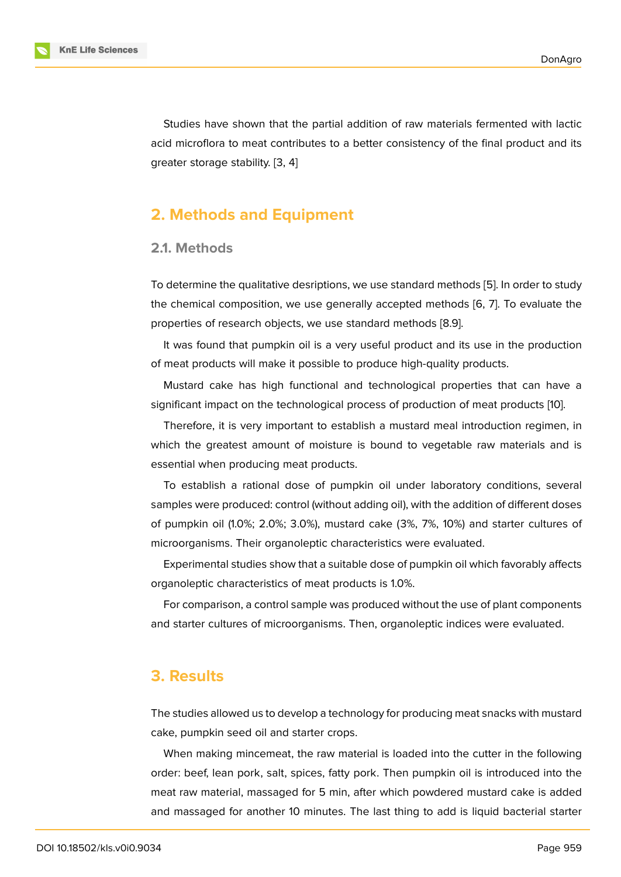Studies have shown that the partial addition of raw materials fermented with lactic acid microflora to meat contributes to a better consistency of the final product and its greater storage stability. [3, 4]

## 2. Methods and Equipment

### 2.1. Methods

To determine the qualitative desriptions, we use standard methods [5]. In order to study the chemical composition, we use generally accepted methods [6, 7]. To evaluate the properties of research objects, we use standard methods [8.9].

It was found that pumpkin oil is a very useful product and its use in the production of meat products will make it possible to produce high-quality products.

Mustard cake has high functional and technological properties that can have a significant impact on the technological process of production of meat products [10].

Therefore, it is very important to establish a mustard meal introduction regimen, in which the greatest amount of moisture is bound to vegetable raw materials and is essential when producing meat products.

To establish a rational dose of pumpkin oil under laboratory conditions, several samples were produced: control (without adding oil), with the addition of different doses of pumpkin oil (1.0%; 2.0%; 3.0%), mustard cake (3%, 7%, 10%) and starter cultures of microorganisms. Their organoleptic characteristics were evaluated.

Experimental studies show that a suitable dose of pumpkin oil which favorably affects organoleptic characteristics of meat products is 1.0%.

For comparison, a control sample was produced without the use of plant components and starter cultures of microorganisms. Then, organoleptic indices were evaluated.

## 3. Results

The studies allowed us to develop a technology for producing meat snacks with mustard cake, pumpkin seed oil and starter crops.

When making mincemeat, the raw material is loaded into the cutter in the following order: beef, lean pork, salt, spices, fatty pork. Then pumpkin oil is introduced into the meat raw material, massaged for 5 min, after which powdered mustard cake is added and massaged for another 10 minutes. The last thing to add is liquid bacterial starter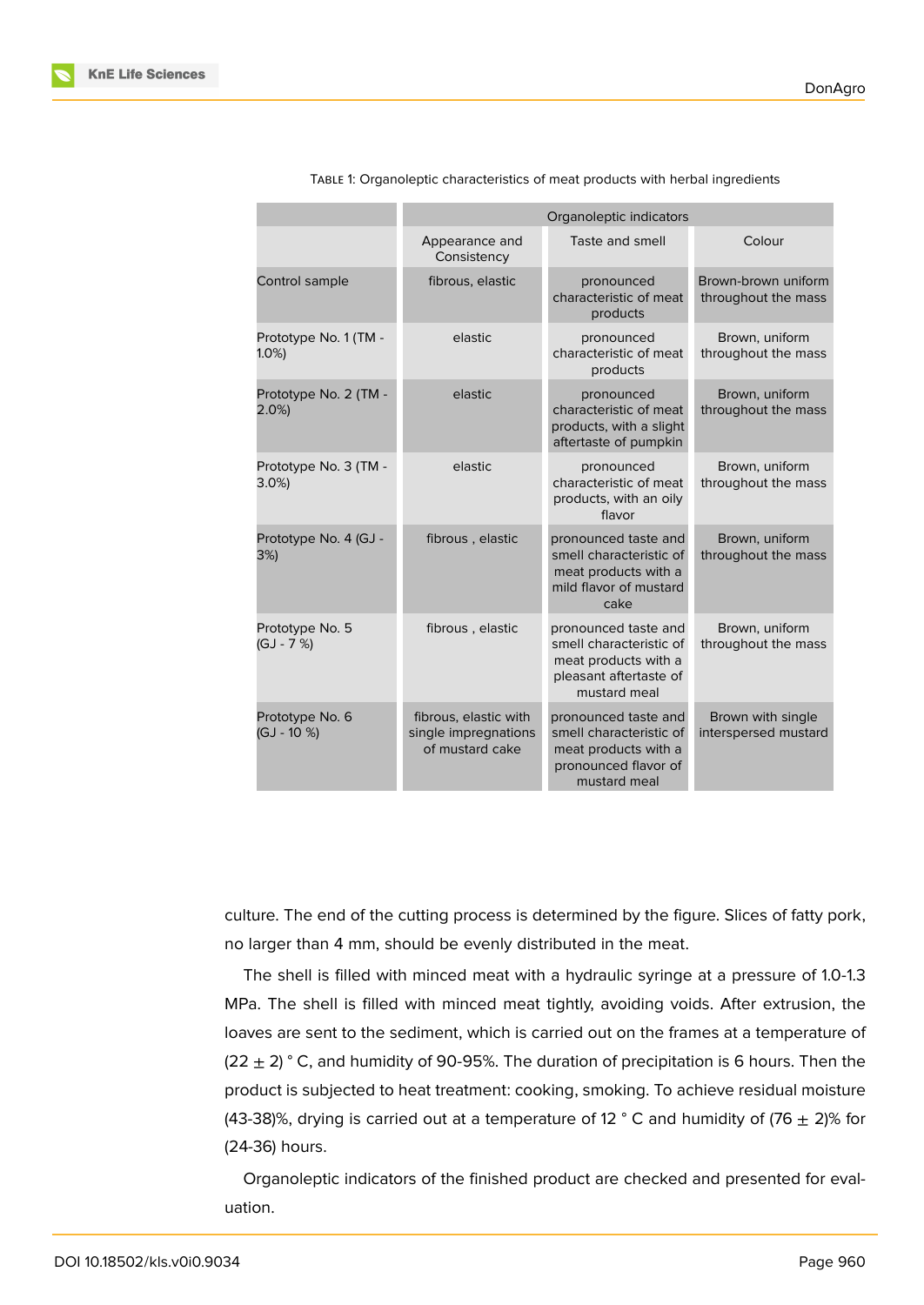Table 1: Organoleptic characteristics of meat products with herbal ingredients

| | Organoleptic indicators | | |
|---|---|---|---|
| | Appearance and Consistency | Taste and smell | Colour |
| Control sample | fibrous, elastic | pronounced characteristic of meat products | Brown-brown uniform throughout the mass |
| Prototype No. 1 (TM - 1.0%) | elastic | pronounced characteristic of meat products | Brown, uniform throughout the mass |
| Prototype No. 2 (TM - 2.0%) | elastic | pronounced characteristic of meat products, with a slight aftertaste of pumpkin | Brown, uniform throughout the mass |
| Prototype No. 3 (TM - 3.0%) | elastic | pronounced characteristic of meat products, with an oily flavor | Brown, uniform throughout the mass |
| Prototype No. 4 (GJ - 3%) | fibrous , elastic | pronounced taste and smell characteristic of meat products with a mild flavor of mustard cake | Brown, uniform throughout the mass |
| Prototype No. 5 (GJ - 7 %) | fibrous , elastic | pronounced taste and smell characteristic of meat products with a pleasant aftertaste of mustard meal | Brown, uniform throughout the mass |
| Prototype No. 6 (GJ - 10 %) | fibrous, elastic with single impregnations of mustard cake | pronounced taste and smell characteristic of meat products with a pronounced flavor of mustard meal | Brown with single interspersed mustard |

culture. The end of the cutting process is determined by the figure. Slices of fatty pork, no larger than 4 mm, should be evenly distributed in the meat.

The shell is filled with minced meat with a hydraulic syringe at a pressure of 1.0-1.3 MPa. The shell is filled with minced meat tightly, avoiding voids. After extrusion, the loaves are sent to the sediment, which is carried out on the frames at a temperature of $(22 \pm 2)$ ° C, and humidity of 90-95%. The duration of precipitation is 6 hours. Then the product is subjected to heat treatment: cooking, smoking. To achieve residual moisture (43-38)%, drying is carried out at a temperature of 12 ° C and humidity of $(76 \pm 2)$% for (24-36) hours.

Organoleptic indicators of the finished product are checked and presented for evaluation.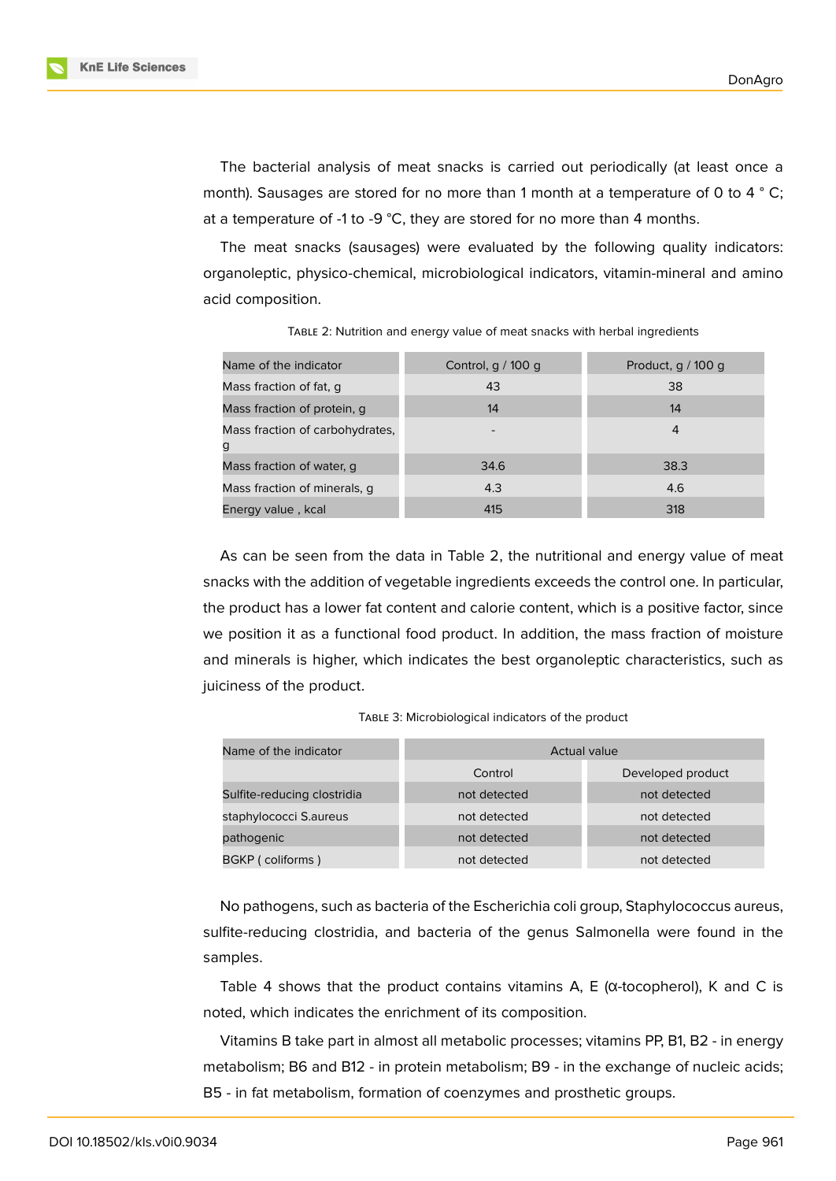The bacterial analysis of meat snacks is carried out periodically (at least once a month). Sausages are stored for no more than 1 month at a temperature of 0 to 4 ° C; at a temperature of -1 to -9 °C, they are stored for no more than 4 months.

The meat snacks (sausages) were evaluated by the following quality indicators: organoleptic, physico-chemical, microbiological indicators, vitamin-mineral and amino acid composition.

TABLE 2: Nutrition and energy value of meat snacks with herbal ingredients

| Name of the indicator | Control, g / 100 g | Product, g / 100 g |
|---|---|---|
| Mass fraction of fat, g | 43 | 38 |
| Mass fraction of protein, g | 14 | 14 |
| Mass fraction of carbohydrates, g | - | 4 |
| Mass fraction of water, g | 34.6 | 38.3 |
| Mass fraction of minerals, g | 4.3 | 4.6 |
| Energy value , kcal | 415 | 318 |

As can be seen from the data in Table 2, the nutritional and energy value of meat snacks with the addition of vegetable ingredients exceeds the control one. In particular, the product has a lower fat content and calorie content, which is a positive factor, since we position it as a functional food product. In addition, the mass fraction of moisture and minerals is higher, which indicates the best organoleptic characteristics, such as juiciness of the product.

TABLE 3: Microbiological indicators of the product

| Name of the indicator | Actual value | |
|---|---|---|
| | Control | Developed product |
| Sulfite-reducing clostridia | not detected | not detected |
| staphylococci S.aureus | not detected | not detected |
| pathogenic | not detected | not detected |
| BGKP ( coliforms ) | not detected | not detected |

No pathogens, such as bacteria of the Escherichia coli group, Staphylococcus aureus, sulfite-reducing clostridia, and bacteria of the genus Salmonella were found in the samples.

Table 4 shows that the product contains vitamins A, E (α-tocopherol), K and C is noted, which indicates the enrichment of its composition.

Vitamins B take part in almost all metabolic processes; vitamins PP, B1, B2 - in energy metabolism; B6 and B12 - in protein metabolism; B9 - in the exchange of nucleic acids; B5 - in fat metabolism, formation of coenzymes and prosthetic groups.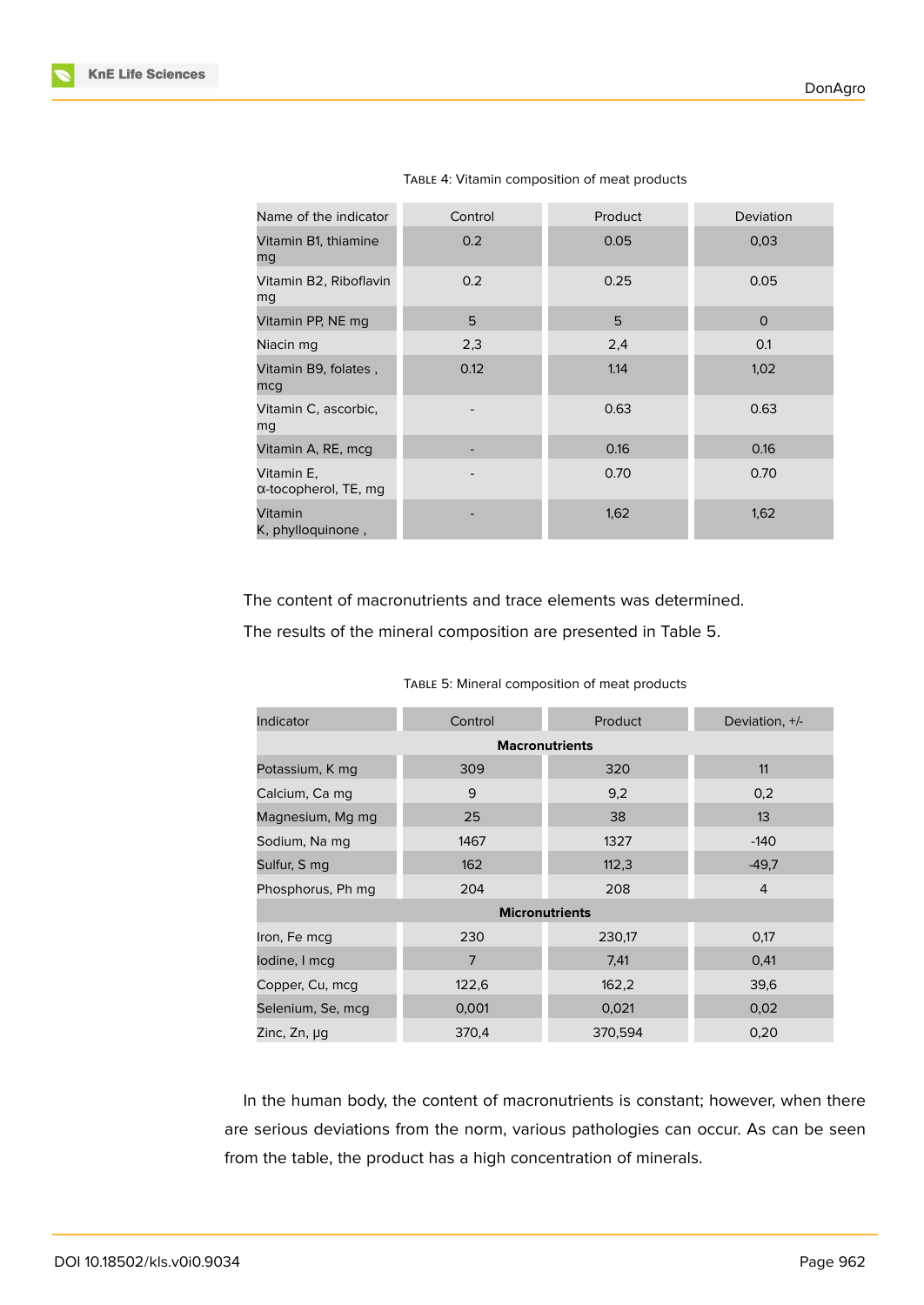Table 4: Vitamin composition of meat products

| Name of the indicator | Control | Product | Deviation |
|---|---|---|---|
| Vitamin B1, thiamine mg | 0.2 | 0.05 | 0,03 |
| Vitamin B2, Riboflavin mg | 0.2 | 0.25 | 0.05 |
| Vitamin PP, NE mg | 5 | 5 | 0 |
| Niacin mg | 2,3 | 2,4 | 0.1 |
| Vitamin B9, folates , mcg | 0.12 | 1.14 | 1,02 |
| Vitamin C, ascorbic, mg | - | 0.63 | 0.63 |
| Vitamin A, RE, mcg | - | 0.16 | 0.16 |
| Vitamin E, α-tocopherol, TE, mg | - | 0.70 | 0.70 |
| Vitamin K, phylloquinone , | - | 1,62 | 1,62 |

The content of macronutrients and trace elements was determined.

The results of the mineral composition are presented in Table 5.

Table 5: Mineral composition of meat products

| Indicator | Control | Product | Deviation, +/- |
|---|---|---|---|
| **Macronutrients** | | | |
| Potassium, K mg | 309 | 320 | 11 |
| Calcium, Ca mg | 9 | 9,2 | 0,2 |
| Magnesium, Mg mg | 25 | 38 | 13 |
| Sodium, Na mg | 1467 | 1327 | -140 |
| Sulfur, S mg | 162 | 112,3 | -49,7 |
| Phosphorus, Ph mg | 204 | 208 | 4 |
| **Micronutrients** | | | |
| Iron, Fe mcg | 230 | 230,17 | 0,17 |
| Iodine, I mcg | 7 | 7,41 | 0,41 |
| Copper, Cu, mcg | 122,6 | 162,2 | 39,6 |
| Selenium, Se, mcg | 0,001 | 0,021 | 0,02 |
| Zinc, Zn, μg | 370,4 | 370,594 | 0,20 |

In the human body, the content of macronutrients is constant; however, when there are serious deviations from the norm, various pathologies can occur. As can be seen from the table, the product has a high concentration of minerals.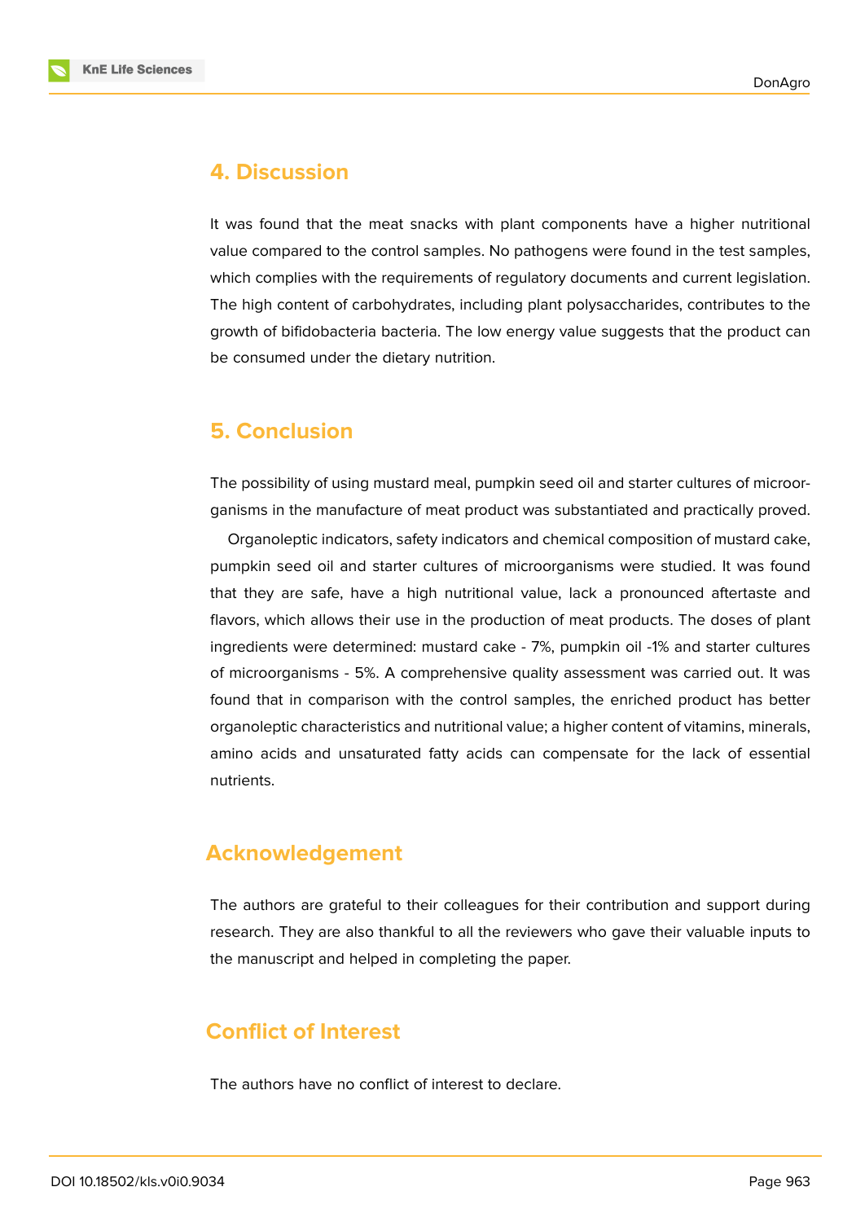## 4. Discussion

It was found that the meat snacks with plant components have a higher nutritional value compared to the control samples. No pathogens were found in the test samples, which complies with the requirements of regulatory documents and current legislation. The high content of carbohydrates, including plant polysaccharides, contributes to the growth of bifidobacteria bacteria. The low energy value suggests that the product can be consumed under the dietary nutrition.

## 5. Conclusion

The possibility of using mustard meal, pumpkin seed oil and starter cultures of microorganisms in the manufacture of meat product was substantiated and practically proved.

Organoleptic indicators, safety indicators and chemical composition of mustard cake, pumpkin seed oil and starter cultures of microorganisms were studied. It was found that they are safe, have a high nutritional value, lack a pronounced aftertaste and flavors, which allows their use in the production of meat products. The doses of plant ingredients were determined: mustard cake - 7%, pumpkin oil -1% and starter cultures of microorganisms - 5%. A comprehensive quality assessment was carried out. It was found that in comparison with the control samples, the enriched product has better organoleptic characteristics and nutritional value; a higher content of vitamins, minerals, amino acids and unsaturated fatty acids can compensate for the lack of essential nutrients.

## Acknowledgement

The authors are grateful to their colleagues for their contribution and support during research. They are also thankful to all the reviewers who gave their valuable inputs to the manuscript and helped in completing the paper.

## Conflict of Interest

The authors have no conflict of interest to declare.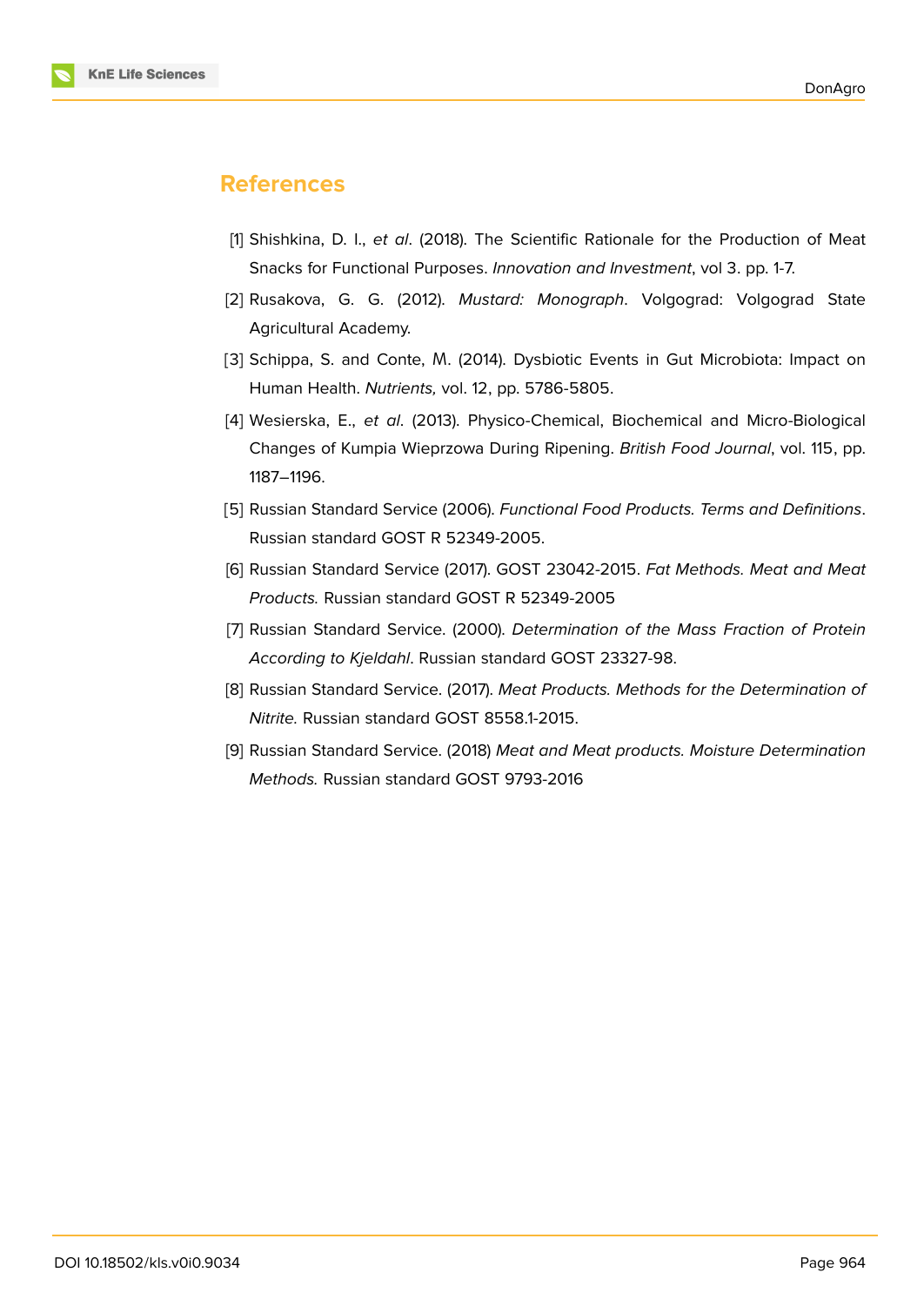## References

[1] Shishkina, D. I., *et al*. (2018). The Scientific Rationale for the Production of Meat Snacks for Functional Purposes. *Innovation and Investment*, vol 3. pp. 1-7.

[2] Rusakova, G. G. (2012). *Mustard: Monograph*. Volgograd: Volgograd State Agricultural Academy.

[3] Schippa, S. and Conte, M. (2014). Dysbiotic Events in Gut Microbiota: Impact on Human Health. *Nutrients,* vol. 12, pp. 5786-5805.

[4] Wesierska, E., *et al*. (2013). Physico-Chemical, Biochemical and Micro-Biological Changes of Kumpia Wieprzowa During Ripening. *British Food Journal*, vol. 115, pp. 1187–1196.

[5] Russian Standard Service (2006). *Functional Food Products. Terms and Definitions*. Russian standard GOST R 52349-2005.

[6] Russian Standard Service (2017). GOST 23042-2015. *Fat Methods. Meat and Meat Products.* Russian standard GOST R 52349-2005

[7] Russian Standard Service. (2000). *Determination of the Mass Fraction of Protein According to Kjeldahl*. Russian standard GOST 23327-98.

[8] Russian Standard Service. (2017). *Meat Products. Methods for the Determination of Nitrite.* Russian standard GOST 8558.1-2015.

[9] Russian Standard Service. (2018) *Meat and Meat products. Moisture Determination Methods.* Russian standard GOST 9793-2016